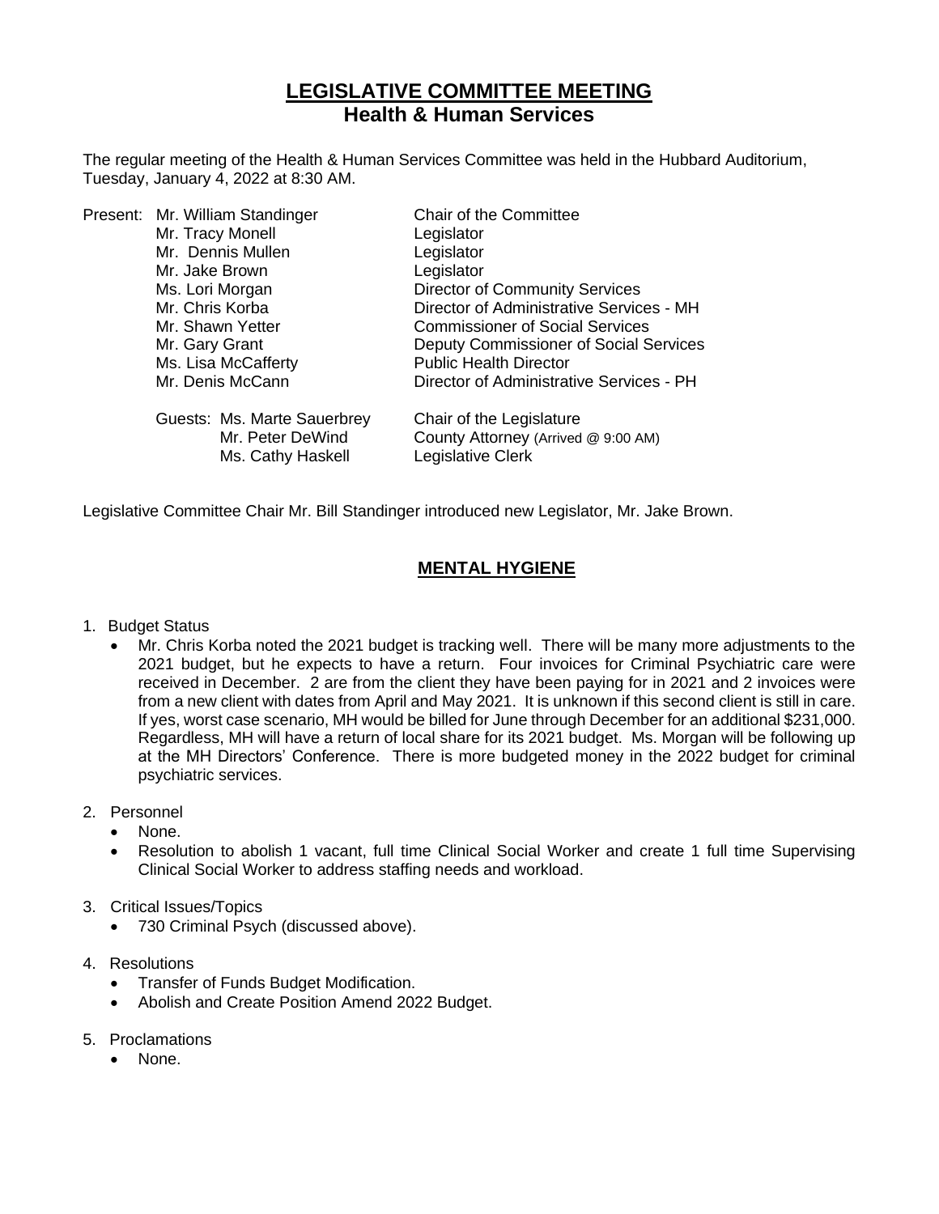# LEGISLATIVE COMMITTEE MEETING
## Health & Human Services

The regular meeting of the Health & Human Services Committee was held in the Hubbard Auditorium, Tuesday, January 4, 2022 at 8:30 AM.

| Present: | | |
|---|---|---|
| | Mr. William Standinger | Chair of the Committee |
| | Mr. Tracy Monell | Legislator |
| | Mr. Dennis Mullen | Legislator |
| | Mr. Jake Brown | Legislator |
| | Ms. Lori Morgan | Director of Community Services |
| | Mr. Chris Korba | Director of Administrative Services - MH |
| | Mr. Shawn Yetter | Commissioner of Social Services |
| | Mr. Gary Grant | Deputy Commissioner of Social Services |
| | Ms. Lisa McCafferty | Public Health Director |
| | Mr. Denis McCann | Director of Administrative Services - PH |
| | Guests: Ms. Marte Sauerbrey | Chair of the Legislature |
| | Mr. Peter DeWind | County Attorney (Arrived @ 9:00 AM) |
| | Ms. Cathy Haskell | Legislative Clerk |

Legislative Committee Chair Mr. Bill Standinger introduced new Legislator, Mr. Jake Brown.

## MENTAL HYGIENE

1. Budget Status
   - Mr. Chris Korba noted the 2021 budget is tracking well. There will be many more adjustments to the 2021 budget, but he expects to have a return. Four invoices for Criminal Psychiatric care were received in December. 2 are from the client they have been paying for in 2021 and 2 invoices were from a new client with dates from April and May 2021. It is unknown if this second client is still in care. If yes, worst case scenario, MH would be billed for June through December for an additional $231,000. Regardless, MH will have a return of local share for its 2021 budget. Ms. Morgan will be following up at the MH Directors' Conference. There is more budgeted money in the 2022 budget for criminal psychiatric services.

2. Personnel
   - None.
   - Resolution to abolish 1 vacant, full time Clinical Social Worker and create 1 full time Supervising Clinical Social Worker to address staffing needs and workload.

3. Critical Issues/Topics
   - 730 Criminal Psych (discussed above).

4. Resolutions
   - Transfer of Funds Budget Modification.
   - Abolish and Create Position Amend 2022 Budget.

5. Proclamations
   - None.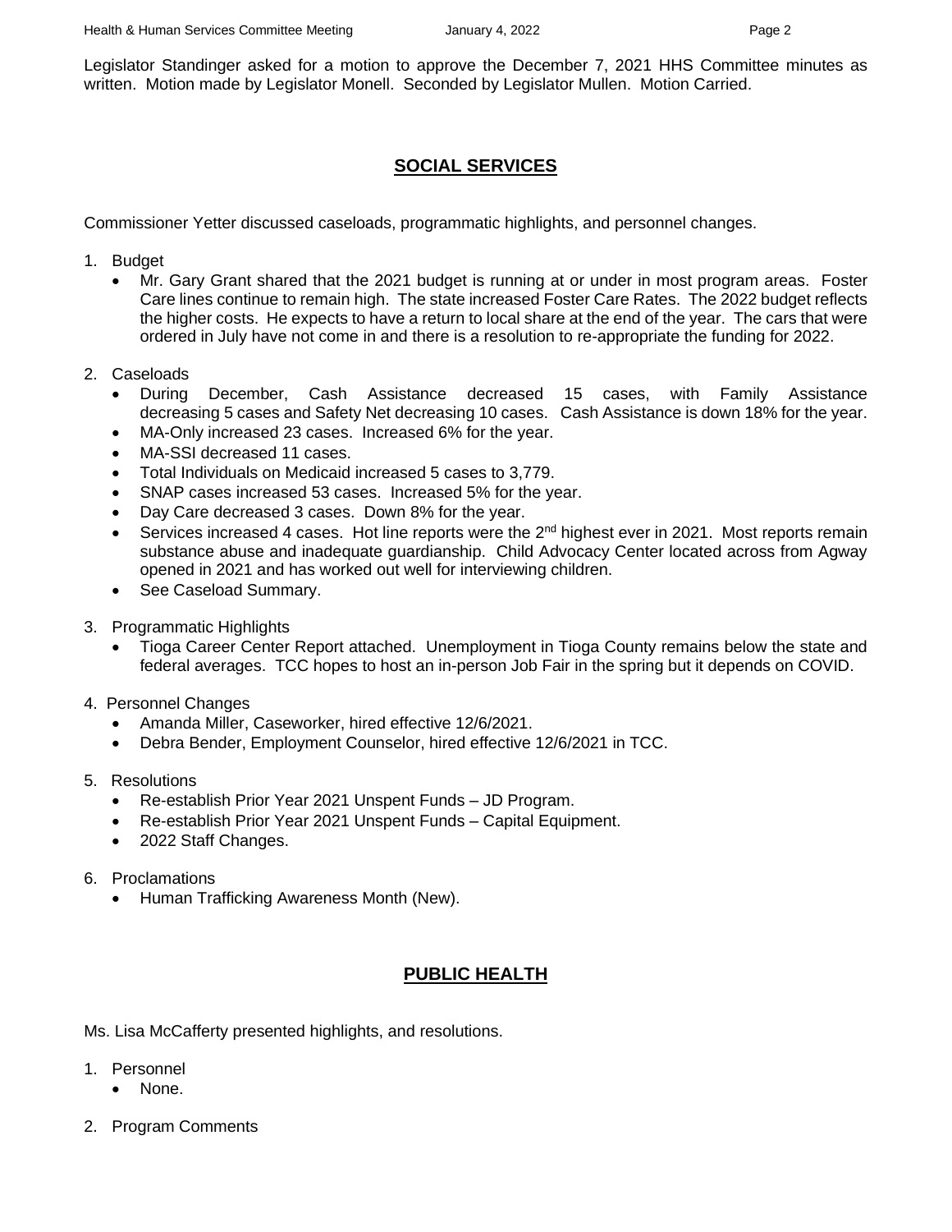Legislator Standinger asked for a motion to approve the December 7, 2021 HHS Committee minutes as written. Motion made by Legislator Monell. Seconded by Legislator Mullen. Motion Carried.

## SOCIAL SERVICES

Commissioner Yetter discussed caseloads, programmatic highlights, and personnel changes.

1. Budget
   - Mr. Gary Grant shared that the 2021 budget is running at or under in most program areas. Foster Care lines continue to remain high. The state increased Foster Care Rates. The 2022 budget reflects the higher costs. He expects to have a return to local share at the end of the year. The cars that were ordered in July have not come in and there is a resolution to re-appropriate the funding for 2022.

2. Caseloads
   - During December, Cash Assistance decreased 15 cases, with Family Assistance decreasing 5 cases and Safety Net decreasing 10 cases. Cash Assistance is down 18% for the year.
   - MA-Only increased 23 cases. Increased 6% for the year.
   - MA-SSI decreased 11 cases.
   - Total Individuals on Medicaid increased 5 cases to 3,779.
   - SNAP cases increased 53 cases. Increased 5% for the year.
   - Day Care decreased 3 cases. Down 8% for the year.
   - Services increased 4 cases. Hot line reports were the 2nd highest ever in 2021. Most reports remain substance abuse and inadequate guardianship. Child Advocacy Center located across from Agway opened in 2021 and has worked out well for interviewing children.
   - See Caseload Summary.

3. Programmatic Highlights
   - Tioga Career Center Report attached. Unemployment in Tioga County remains below the state and federal averages. TCC hopes to host an in-person Job Fair in the spring but it depends on COVID.

4. Personnel Changes
   - Amanda Miller, Caseworker, hired effective 12/6/2021.
   - Debra Bender, Employment Counselor, hired effective 12/6/2021 in TCC.

5. Resolutions
   - Re-establish Prior Year 2021 Unspent Funds – JD Program.
   - Re-establish Prior Year 2021 Unspent Funds – Capital Equipment.
   - 2022 Staff Changes.

6. Proclamations
   - Human Trafficking Awareness Month (New).

## PUBLIC HEALTH

Ms. Lisa McCafferty presented highlights, and resolutions.

1. Personnel
   - None.

2. Program Comments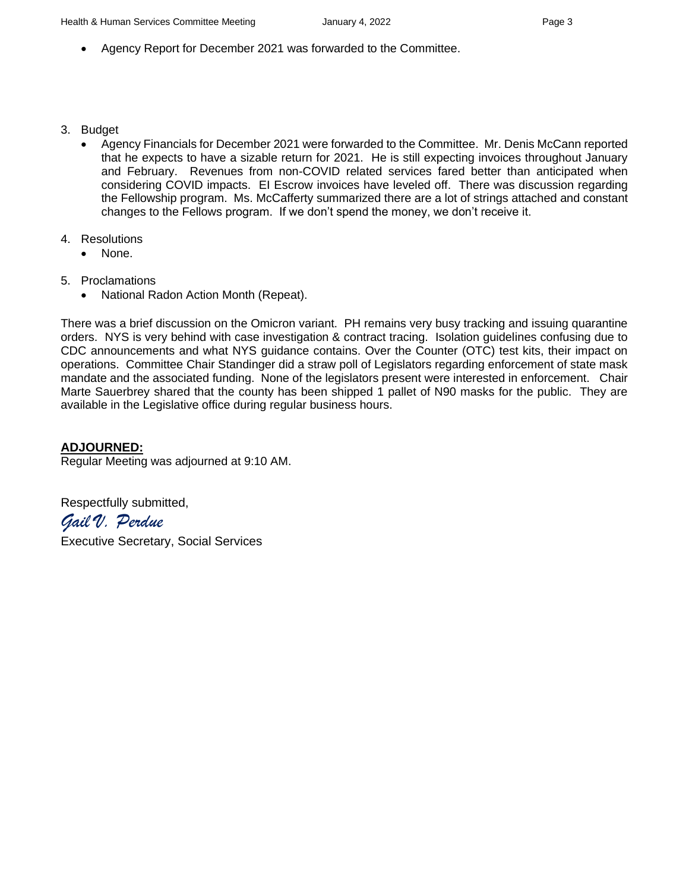- Agency Report for December 2021 was forwarded to the Committee.

3. Budget
   - Agency Financials for December 2021 were forwarded to the Committee. Mr. Denis McCann reported that he expects to have a sizable return for 2021. He is still expecting invoices throughout January and February. Revenues from non-COVID related services fared better than anticipated when considering COVID impacts. EI Escrow invoices have leveled off. There was discussion regarding the Fellowship program. Ms. McCafferty summarized there are a lot of strings attached and constant changes to the Fellows program. If we don't spend the money, we don't receive it.

4. Resolutions
   - None.

5. Proclamations
   - National Radon Action Month (Repeat).

There was a brief discussion on the Omicron variant. PH remains very busy tracking and issuing quarantine orders. NYS is very behind with case investigation & contract tracing. Isolation guidelines confusing due to CDC announcements and what NYS guidance contains. Over the Counter (OTC) test kits, their impact on operations. Committee Chair Standinger did a straw poll of Legislators regarding enforcement of state mask mandate and the associated funding. None of the legislators present were interested in enforcement. Chair Marte Sauerbrey shared that the county has been shipped 1 pallet of N90 masks for the public. They are available in the Legislative office during regular business hours.

**ADJOURNED:**
Regular Meeting was adjourned at 9:10 AM.

Respectfully submitted,

*Gail V. Perdue*

Executive Secretary, Social Services